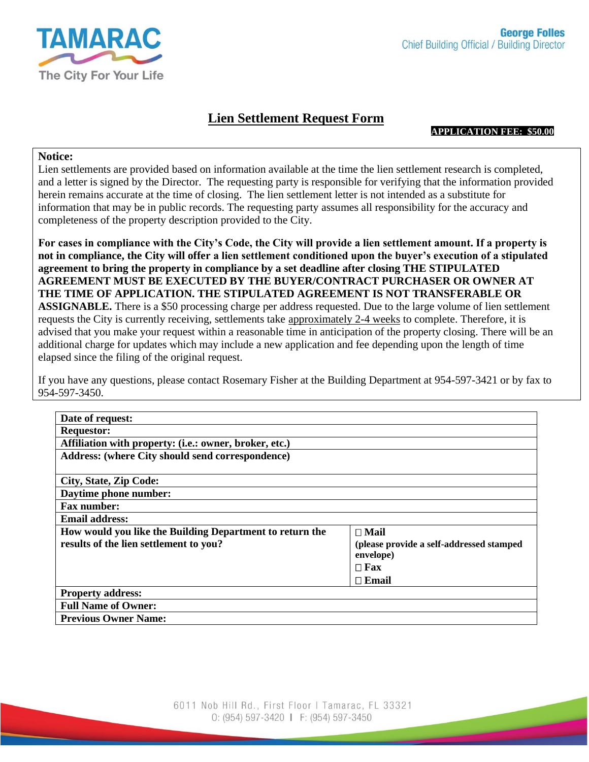TAMARAC
The City For Your Life

**George Folles**
Chief Building Official / Building Director

# Lien Settlement Request Form

**APPLICATION FEE: $50.00**

**Notice:**
Lien settlements are provided based on information available at the time the lien settlement research is completed, and a letter is signed by the Director. The requesting party is responsible for verifying that the information provided herein remains accurate at the time of closing. The lien settlement letter is not intended as a substitute for information that may be in public records. The requesting party assumes all responsibility for the accuracy and completeness of the property description provided to the City.

**For cases in compliance with the City's Code, the City will provide a lien settlement amount. If a property is not in compliance, the City will offer a lien settlement conditioned upon the buyer's execution of a stipulated agreement to bring the property in compliance by a set deadline after closing THE STIPULATED AGREEMENT MUST BE EXECUTED BY THE BUYER/CONTRACT PURCHASER OR OWNER AT THE TIME OF APPLICATION. THE STIPULATED AGREEMENT IS NOT TRANSFERABLE OR ASSIGNABLE.** There is a $50 processing charge per address requested. Due to the large volume of lien settlement requests the City is currently receiving, settlements take approximately 2-4 weeks to complete. Therefore, it is advised that you make your request within a reasonable time in anticipation of the property closing. There will be an additional charge for updates which may include a new application and fee depending upon the length of time elapsed since the filing of the original request.

If you have any questions, please contact Rosemary Fisher at the Building Department at 954-597-3421 or by fax to 954-597-3450.

| **Date of request:** | |
|---|---|
| **Requestor:** | |
| **Affiliation with property: (i.e.: owner, broker, etc.)** | |
| **Address: (where City should send correspondence)** | |
| **City, State, Zip Code:** | |
| **Daytime phone number:** | |
| **Fax number:** | |
| **Email address:** | |
| **How would you like the Building Department to return the results of the lien settlement to you?** | ☐ **Mail** **(please provide a self-addressed stamped envelope)** ☐ **Fax** ☐ **Email** |
| **Property address:** | |
| **Full Name of Owner:** | |
| **Previous Owner Name:** | |

6011 Nob Hill Rd., First Floor I Tamarac, FL 33321
O: (954) 597-3420 I F: (954) 597-3450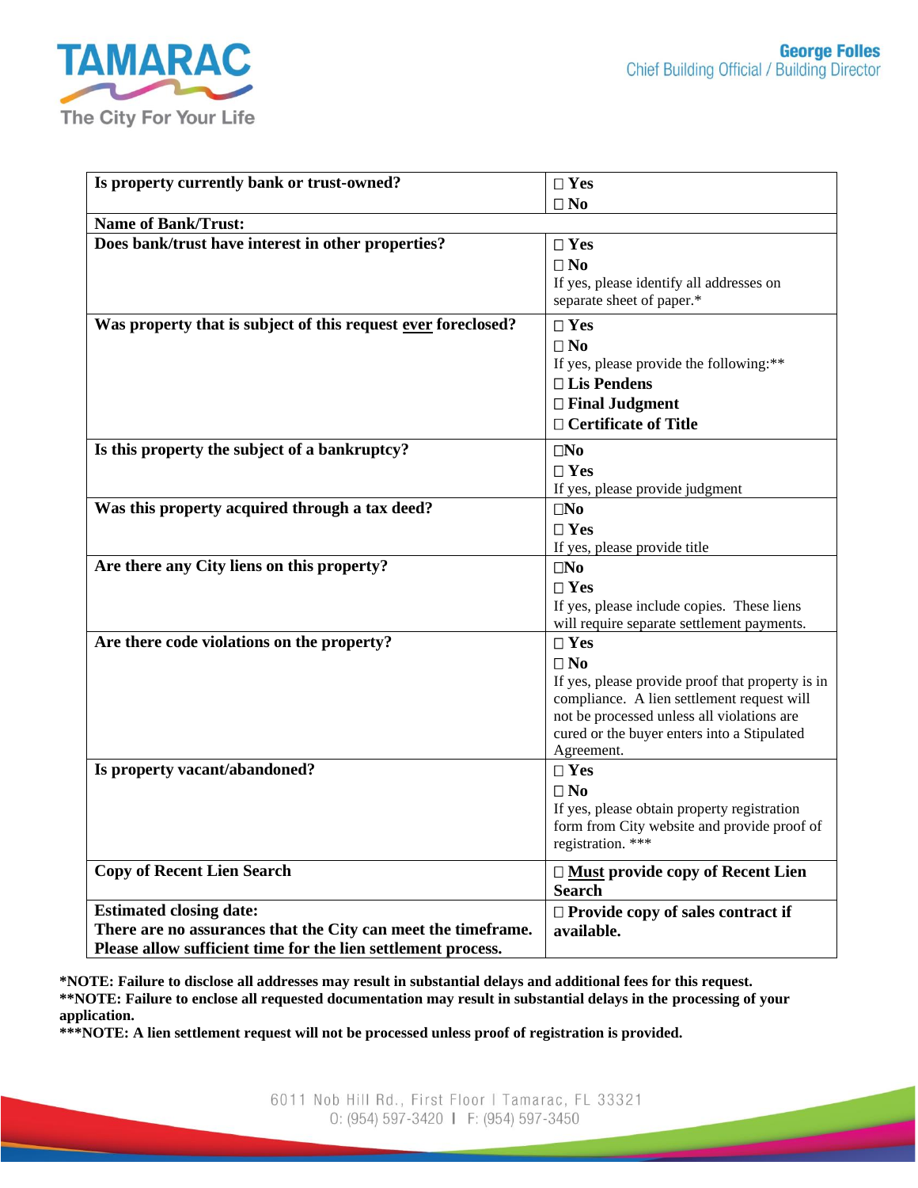TAMARAC
The City For Your Life

**George Folles**
Chief Building Official / Building Director

| | |
|---|---|
| **Is property currently bank or trust-owned?** | ☐ **Yes**<br>☐ **No** |
| **Name of Bank/Trust:** | |
| **Does bank/trust have interest in other properties?** | ☐ **Yes**<br>☐ **No**<br>If yes, please identify all addresses on separate sheet of paper.* |
| **Was property that is subject of this request <u>ever</u> foreclosed?** | ☐ **Yes**<br>☐ **No**<br>If yes, please provide the following:**<br>☐ **Lis Pendens**<br>☐ **Final Judgment**<br>☐ **Certificate of Title** |
| **Is this property the subject of a bankruptcy?** | ☐**No**<br>☐ **Yes**<br>If yes, please provide judgment |
| **Was this property acquired through a tax deed?** | ☐**No**<br>☐ **Yes**<br>If yes, please provide title |
| **Are there any City liens on this property?** | ☐**No**<br>☐ **Yes**<br>If yes, please include copies. These liens will require separate settlement payments. |
| **Are there code violations on the property?** | ☐ **Yes**<br>☐ **No**<br>If yes, please provide proof that property is in compliance. A lien settlement request will not be processed unless all violations are cured or the buyer enters into a Stipulated Agreement. |
| **Is property vacant/abandoned?** | ☐ **Yes**<br>☐ **No**<br>If yes, please obtain property registration form from City website and provide proof of registration. *** |
| **Copy of Recent Lien Search** | ☐ **<u>Must</u> provide copy of Recent Lien Search** |
| **Estimated closing date:**<br>**There are no assurances that the City can meet the timeframe. Please allow sufficient time for the lien settlement process.** | ☐ **Provide copy of sales contract if available.** |

**\*NOTE: Failure to disclose all addresses may result in substantial delays and additional fees for this request.**
**\*\*NOTE: Failure to enclose all requested documentation may result in substantial delays in the processing of your application.**
**\*\*\*NOTE: A lien settlement request will not be processed unless proof of registration is provided.**

6011 Nob Hill Rd., First Floor | Tamarac, FL 33321
O: (954) 597-3420 | F: (954) 597-3450